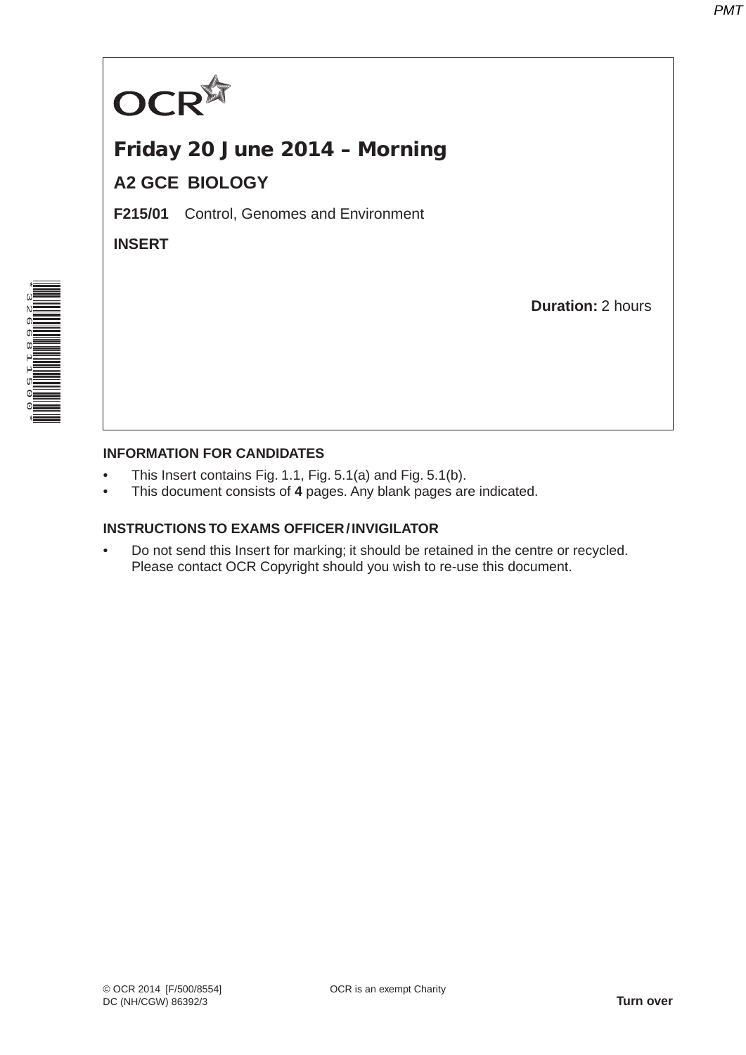OCR

# Friday 20 June 2014 – Morning

## A2 GCE BIOLOGY

**F215/01** Control, Genomes and Environment

**INSERT**

**Duration:** 2 hours

**INFORMATION FOR CANDIDATES**

- This Insert contains Fig. 1.1, Fig. 5.1(a) and Fig. 5.1(b).
- This document consists of **4** pages. Any blank pages are indicated.

**INSTRUCTIONS TO EXAMS OFFICER / INVIGILATOR**

- Do not send this Insert for marking; it should be retained in the centre or recycled. Please contact OCR Copyright should you wish to re-use this document.

© OCR 2014 [F/500/8554]
DC (NH/CGW) 86392/3

OCR is an exempt Charity

**Turn over**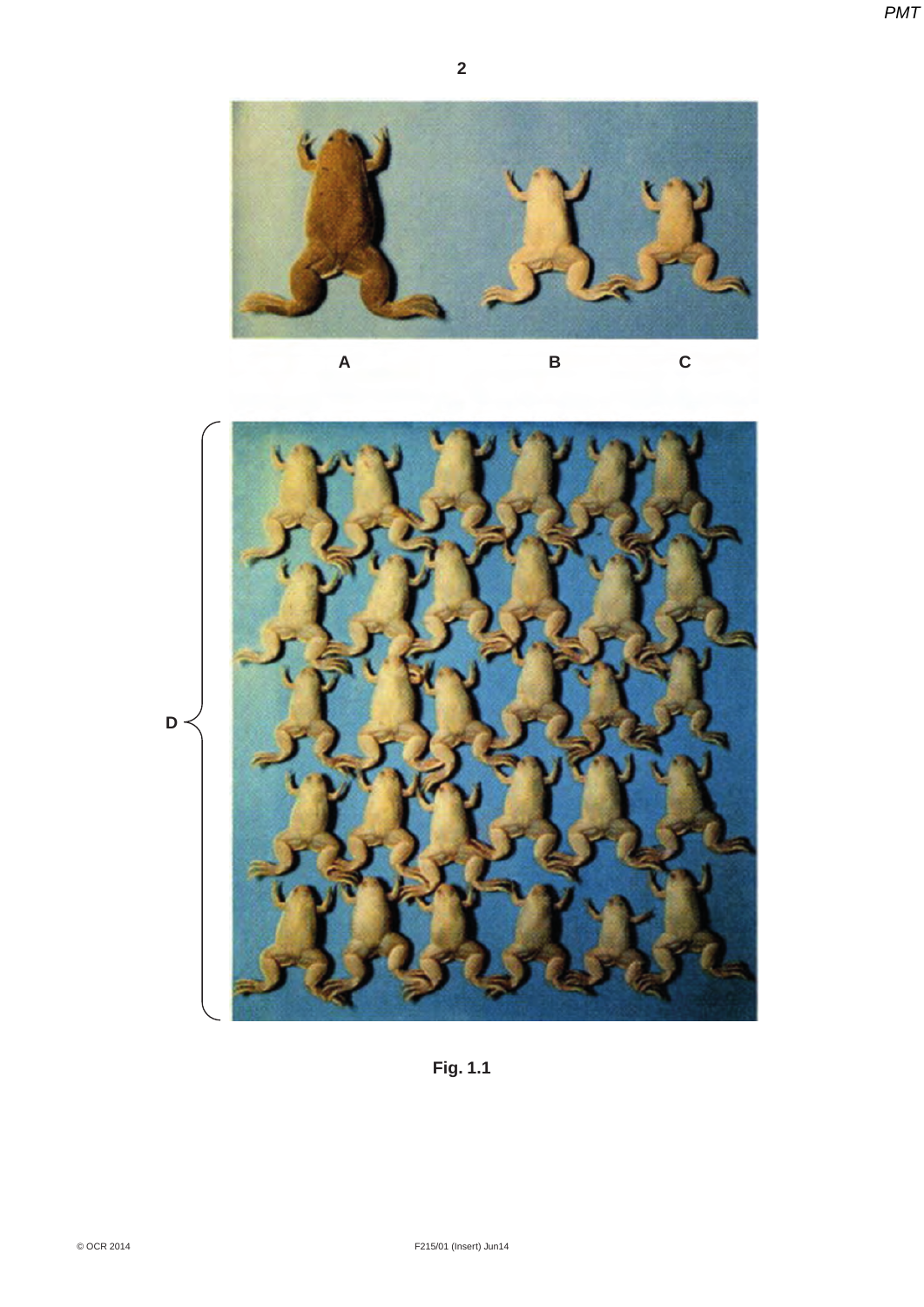A

B

C

D

**Fig. 1.1**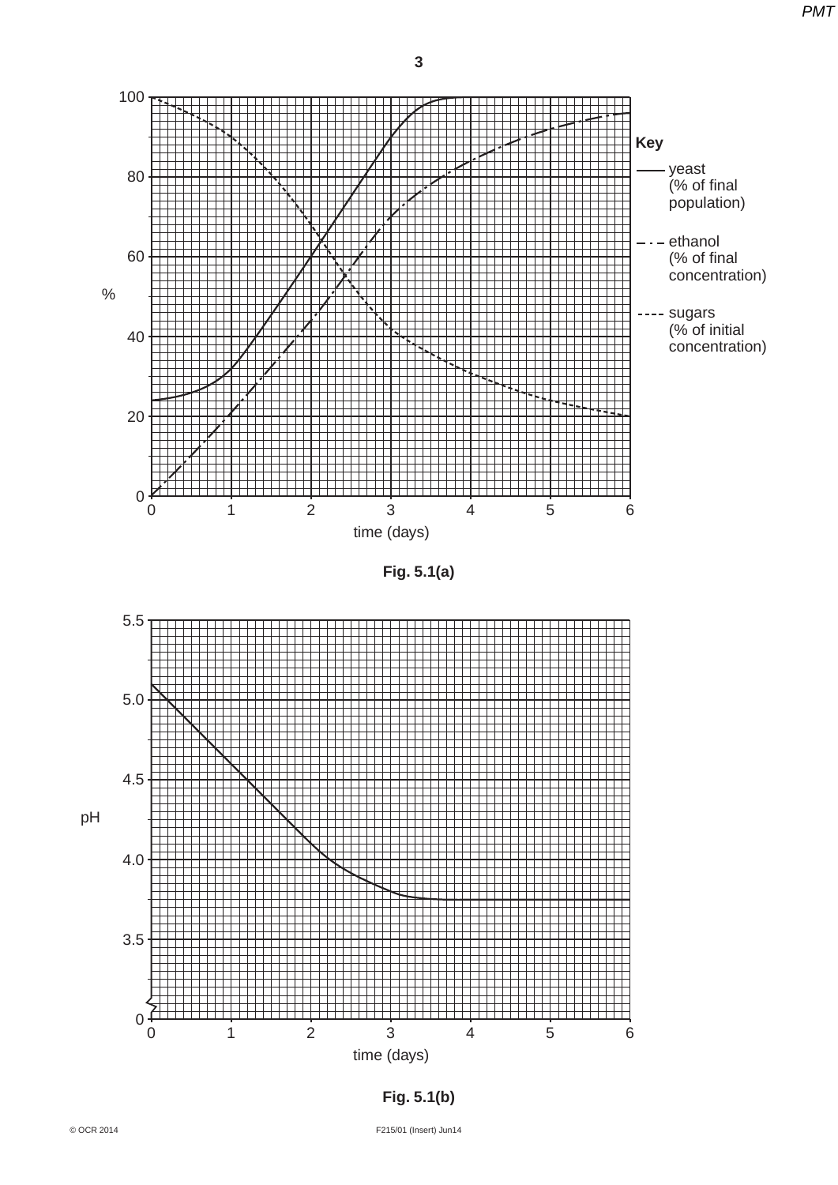Key

- yeast (% of final population)
- ethanol (% of final concentration)
- sugars (% of initial concentration)

Fig. 5.1(a)

Fig. 5.1(b)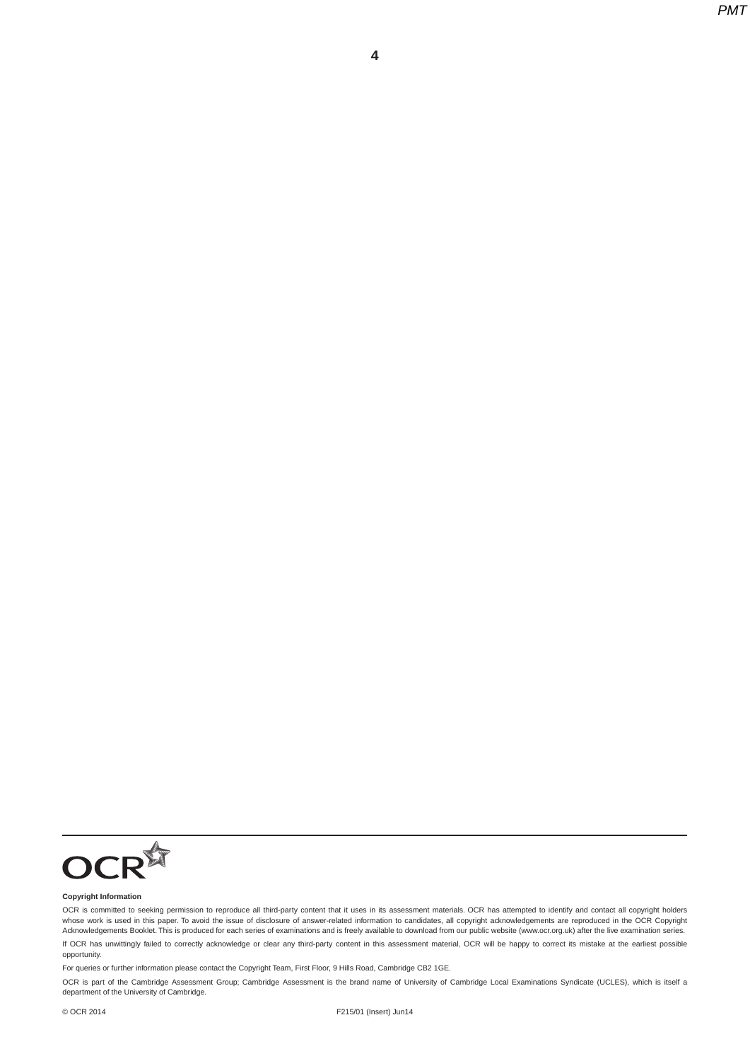**Copyright Information**

OCR is committed to seeking permission to reproduce all third-party content that it uses in its assessment materials. OCR has attempted to identify and contact all copyright holders whose work is used in this paper. To avoid the issue of disclosure of answer-related information to candidates, all copyright acknowledgements are reproduced in the OCR Copyright Acknowledgements Booklet. This is produced for each series of examinations and is freely available to download from our public website (www.ocr.org.uk) after the live examination series.

If OCR has unwittingly failed to correctly acknowledge or clear any third-party content in this assessment material, OCR will be happy to correct its mistake at the earliest possible opportunity.

For queries or further information please contact the Copyright Team, First Floor, 9 Hills Road, Cambridge CB2 1GE.

OCR is part of the Cambridge Assessment Group; Cambridge Assessment is the brand name of University of Cambridge Local Examinations Syndicate (UCLES), which is itself a department of the University of Cambridge.

© OCR 2014 F215/01 (Insert) Jun14